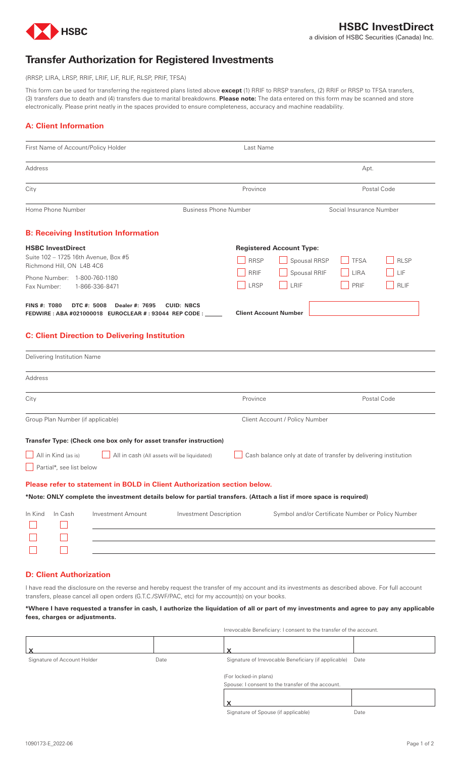HSBC

## HSBC InvestDirect

a division of HSBC Securities (Canada) Inc.

# Transfer Authorization for Registered Investments

(RRSP, LIRA, LRSP, RRIF, LRIF, LIF, RLIF, RLSP, PRIF, TFSA)

This form can be used for transferring the registered plans listed above **except** (1) RRIF to RRSP transfers, (2) RRIF or RRSP to TFSA transfers, (3) transfers due to death and (4) transfers due to marital breakdowns. **Please note:** The data entered on this form may be scanned and store electronically. Please print neatly in the spaces provided to ensure completeness, accuracy and machine readability.

## A: Client Information

| First Name of Account/Policy Holder | Last Name | |
|---|---|---|
| Address | | Apt. |
| City | Province | Postal Code |
| Home Phone Number | Business Phone Number | Social Insurance Number |

## B: Receiving Institution Information

**HSBC InvestDirect**
Suite 102 – 1725 16th Avenue, Box #5
Richmond Hill, ON L4B 4C6

Phone Number: 1-800-760-1180
Fax Number: 1-866-336-8471

**FINS #: T080 DTC #: 5008 Dealer #: 7695 CUID: NBCS**
**FEDWIRE : ABA #021000018 EUROCLEAR # : 93044 REP CODE :** _____

**Registered Account Type:**

- ☐ RRSP ☐ Spousal RRSP ☐ TFSA ☐ RLSP
- ☐ RRIF ☐ Spousal RRIF ☐ LIRA ☐ LIF
- ☐ LRSP ☐ LRIF ☐ PRIF ☐ RLIF

**Client Account Number** ____________

## C: Client Direction to Delivering Institution

| Delivering Institution Name | | |
|---|---|---|
| Address | | |
| City | Province | Postal Code |
| Group Plan Number (if applicable) | Client Account / Policy Number | |

**Transfer Type: (Check one box only for asset transfer instruction)**

☐ All in Kind (as is) ☐ All in cash (All assets will be liquidated) ☐ Cash balance only at date of transfer by delivering institution

☐ Partial*, see list below

**Please refer to statement in BOLD in Client Authorization section below.**

**\*Note: ONLY complete the investment details below for partial transfers. (Attach a list if more space is required)**

| In Kind | In Cash | Investment Amount | Investment Description | Symbol and/or Certificate Number or Policy Number |
|---|---|---|---|---|
| ☐ | ☐ | | | |
| ☐ | ☐ | | | |
| ☐ | ☐ | | | |

## D: Client Authorization

I have read the disclosure on the reverse and hereby request the transfer of my account and its investments as described above. For full account transfers, please cancel all open orders (G.T.C./SWF/PAC, etc) for my account(s) on your books.

**\*Where I have requested a transfer in cash, I authorize the liquidation of all or part of my investments and agree to pay any applicable fees, charges or adjustments.**

Irrevocable Beneficiary: I consent to the transfer of the account.

| X | | X | |
|---|---|---|---|
| Signature of Account Holder | Date | Signature of Irrevocable Beneficiary (if applicable) | Date |

(For locked-in plans)
Spouse: I consent to the transfer of the account.

| X | |
|---|---|
| Signature of Spouse (if applicable) | Date |

1090173-E_2022-06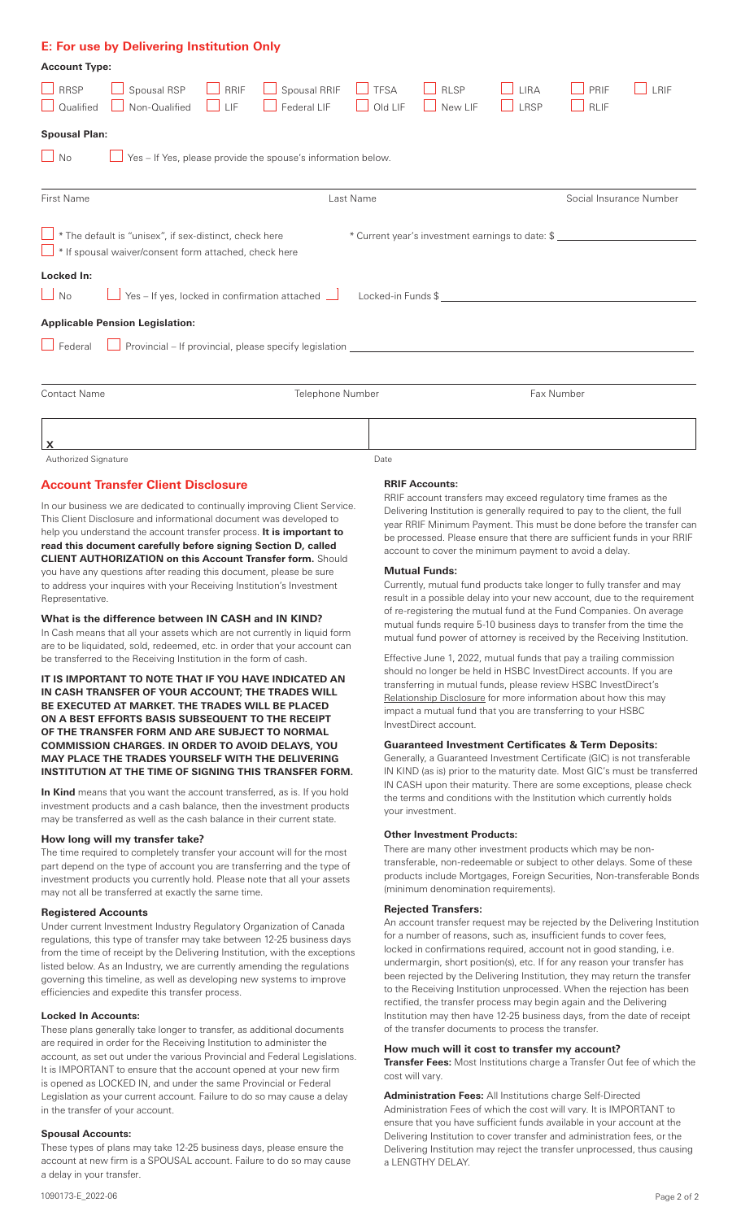## E: For use by Delivering Institution Only

**Account Type:**

☐ RRSP ☐ Spousal RSP ☐ RRIF ☐ Spousal RRIF ☐ TFSA ☐ RLSP ☐ LIRA ☐ PRIF ☐ LRIF
☐ Qualified ☐ Non-Qualified ☐ LIF ☐ Federal LIF ☐ Old LIF ☐ New LIF ☐ LRSP ☐ RLIF

**Spousal Plan:**

☐ No ☐ Yes – If Yes, please provide the spouse's information below.

First Name ______ Last Name ______ Social Insurance Number ______

☐ * The default is "unisex", if sex-distinct, check here
☐ * If spousal waiver/consent form attached, check here

* Current year's investment earnings to date: $ ______

**Locked In:**

☐ No ☐ Yes – If yes, locked in confirmation attached ☐ Locked-in Funds $ ______

**Applicable Pension Legislation:**

☐ Federal ☐ Provincial – If provincial, please specify legislation ______

Contact Name ______ Telephone Number ______ Fax Number ______

X ______
Authorized Signature ______ Date ______

## Account Transfer Client Disclosure

In our business we are dedicated to continually improving Client Service. This Client Disclosure and informational document was developed to help you understand the account transfer process. **It is important to read this document carefully before signing Section D, called CLIENT AUTHORIZATION on this Account Transfer form.** Should you have any questions after reading this document, please be sure to address your inquires with your Receiving Institution's Investment Representative.

### What is the difference between IN CASH and IN KIND?

In Cash means that all your assets which are not currently in liquid form are to be liquidated, sold, redeemed, etc. in order that your account can be transferred to the Receiving Institution in the form of cash.

**IT IS IMPORTANT TO NOTE THAT IF YOU HAVE INDICATED AN IN CASH TRANSFER OF YOUR ACCOUNT; THE TRADES WILL BE EXECUTED AT MARKET. THE TRADES WILL BE PLACED ON A BEST EFFORTS BASIS SUBSEQUENT TO THE RECEIPT OF THE TRANSFER FORM AND ARE SUBJECT TO NORMAL COMMISSION CHARGES. IN ORDER TO AVOID DELAYS, YOU MAY PLACE THE TRADES YOURSELF WITH THE DELIVERING INSTITUTION AT THE TIME OF SIGNING THIS TRANSFER FORM.**

**In Kind** means that you want the account transferred, as is. If you hold investment products and a cash balance, then the investment products may be transferred as well as the cash balance in their current state.

### How long will my transfer take?

The time required to completely transfer your account will for the most part depend on the type of account you are transferring and the type of investment products you currently hold. Please note that all your assets may not all be transferred at exactly the same time.

#### Registered Accounts

Under current Investment Industry Regulatory Organization of Canada regulations, this type of transfer may take between 12-25 business days from the time of receipt by the Delivering Institution, with the exceptions listed below. As an Industry, we are currently amending the regulations governing this timeline, as well as developing new systems to improve efficiencies and expedite this transfer process.

#### Locked In Accounts:

These plans generally take longer to transfer, as additional documents are required in order for the Receiving Institution to administer the account, as set out under the various Provincial and Federal Legislations. It is IMPORTANT to ensure that the account opened at your new firm is opened as LOCKED IN, and under the same Provincial or Federal Legislation as your current account. Failure to do so may cause a delay in the transfer of your account.

#### Spousal Accounts:

These types of plans may take 12-25 business days, please ensure the account at new firm is a SPOUSAL account. Failure to do so may cause a delay in your transfer.

#### RRIF Accounts:

RRIF account transfers may exceed regulatory time frames as the Delivering Institution is generally required to pay to the client, the full year RRIF Minimum Payment. This must be done before the transfer can be processed. Please ensure that there are sufficient funds in your RRIF account to cover the minimum payment to avoid a delay.

#### Mutual Funds:

Currently, mutual fund products take longer to fully transfer and may result in a possible delay into your new account, due to the requirement of re-registering the mutual fund at the Fund Companies. On average mutual funds require 5-10 business days to transfer from the time the mutual fund power of attorney is received by the Receiving Institution.

Effective June 1, 2022, mutual funds that pay a trailing commission should no longer be held in HSBC InvestDirect accounts. If you are transferring in mutual funds, please review HSBC InvestDirect's Relationship Disclosure for more information about how this may impact a mutual fund that you are transferring to your HSBC InvestDirect account.

#### Guaranteed Investment Certificates & Term Deposits:

Generally, a Guaranteed Investment Certificate (GIC) is not transferable IN KIND (as is) prior to the maturity date. Most GIC's must be transferred IN CASH upon their maturity. There are some exceptions, please check the terms and conditions with the Institution which currently holds your investment.

#### Other Investment Products:

There are many other investment products which may be non-transferable, non-redeemable or subject to other delays. Some of these products include Mortgages, Foreign Securities, Non-transferable Bonds (minimum denomination requirements).

#### Rejected Transfers:

An account transfer request may be rejected by the Delivering Institution for a number of reasons, such as, insufficient funds to cover fees, locked in confirmations required, account not in good standing, i.e. undermargin, short position(s), etc. If for any reason your transfer has been rejected by the Delivering Institution, they may return the transfer to the Receiving Institution unprocessed. When the rejection has been rectified, the transfer process may begin again and the Delivering Institution may then have 12-25 business days, from the date of receipt of the transfer documents to process the transfer.

### How much will it cost to transfer my account?

**Transfer Fees:** Most Institutions charge a Transfer Out fee of which the cost will vary.

**Administration Fees:** All Institutions charge Self-Directed Administration Fees of which the cost will vary. It is IMPORTANT to ensure that you have sufficient funds available in your account at the Delivering Institution to cover transfer and administration fees, or the Delivering Institution may reject the transfer unprocessed, thus causing a LENGTHY DELAY.

1090173-E_2022-06